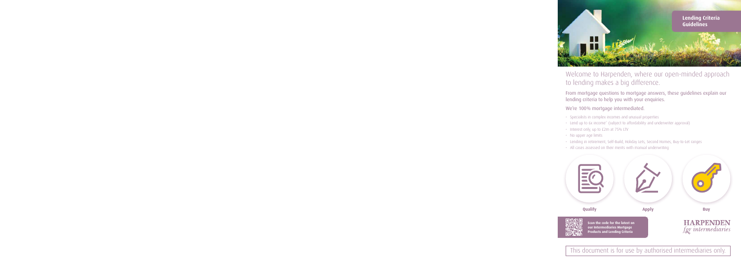## Lending Criteria Guidelines

# Welcome to Harpenden, where our open-minded approach to lending makes a big difference.

From mortgage questions to mortgage answers, these guidelines explain our lending criteria to help you with your enquiries.

We're 100% mortgage intermediated.

- Specialists in complex incomes and unusual properties
- Lend up to 6x income* (subject to affordability and underwriter approval)
- Interest only, up to £2m at 75% LTV
- No upper age limits
- Lending in retirement, Self-Build, Holiday Lets, Second Homes, Buy-to-Let ranges
- All cases assessed on their merits with manual underwriting

**Qualify** **Apply** **Buy**

**Scan the code for the latest on our Intermediaries Mortgage Products and Lending Criteria**

HARPENDEN *for intermediaries*

This document is for use by authorised intermediaries only.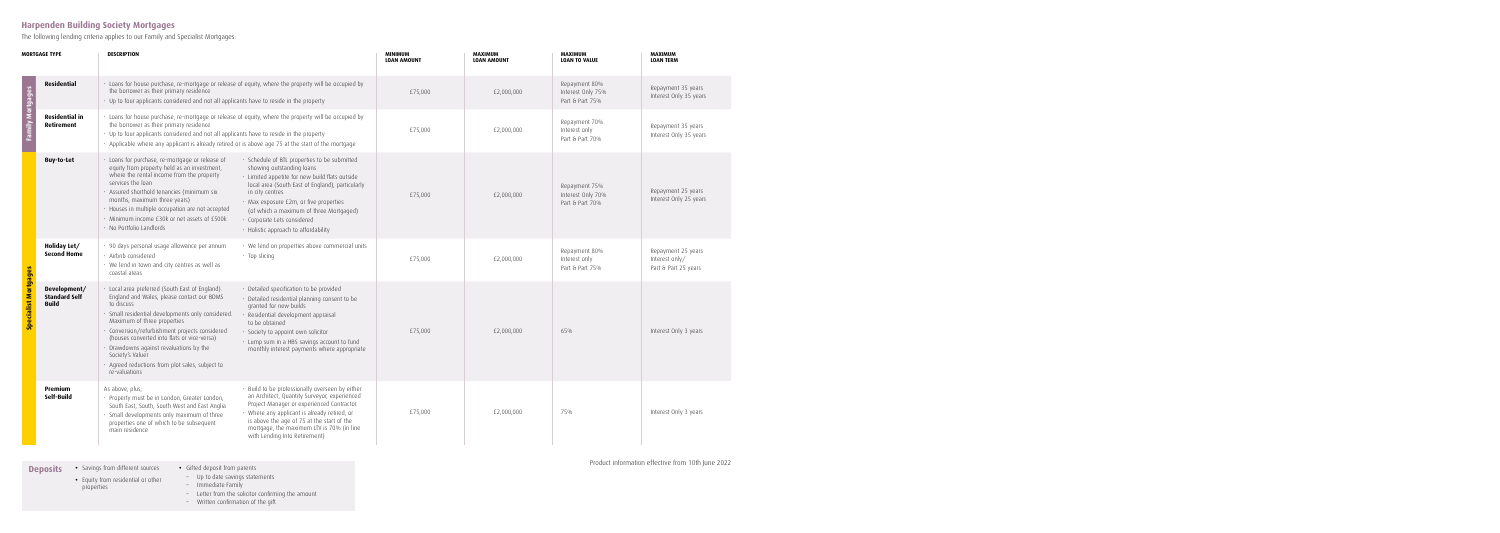## Harpenden Building Society Mortgages

The following lending criteria applies to our Family and Specialist Mortgages:

| | MORTGAGE TYPE | DESCRIPTION | | MINIMUM LOAN AMOUNT | MAXIMUM LOAN AMOUNT | MAXIMUM LOAN TO VALUE | MAXIMUM LOAN TERM |
|---|---|---|---|---|---|---|---|
| Family Mortgages | **Residential** | · Loans for house purchase, re-mortgage or release of equity, where the property will be occupied by the borrower as their primary residence<br>· Up to four applicants considered and not all applicants have to reside in the property | | £75,000 | £2,000,000 | Repayment 80%<br>Interest Only 75%<br>Part & Part 75% | Repayment 35 years<br>Interest Only 35 years |
| Family Mortgages | **Residential in Retirement** | · Loans for house purchase, re-mortgage or release of equity, where the property will be occupied by the borrower as their primary residence<br>· Up to four applicants considered and not all applicants have to reside in the property<br>· Applicable where any applicant is already retired or is above age 75 at the start of the mortgage | | £75,000 | £2,000,000 | Repayment 70%<br>Interest only<br>Part & Part 70% | Repayment 35 years<br>Interest Only 35 years |
| Specialist Mortgages | **Buy-to-Let** | · Loans for purchase, re-mortgage or release of equity from property held as an investment, where the rental income from the property services the loan<br>· Assured shorthold tenancies (minimum six months, maximum three years)<br>· Houses in multiple occupation are not accepted<br>· Minimum income £30k or net assets of £500k<br>· No Portfolio Landlords | · Schedule of BTL properties to be submitted showing outstanding loans<br>· Limited appetite for new build flats outside local area (South East of England), particularly in city centres<br>· Max exposure £2m, or five properties (of which a maximum of three Mortgaged)<br>· Corporate Lets considered<br>· Holistic approach to affordability | £75,000 | £2,000,000 | Repayment 75%<br>Interest Only 70%<br>Part & Part 70% | Repayment 25 years<br>Interest Only 25 years |
| Specialist Mortgages | **Holiday Let/ Second Home** | · 90 days personal usage allowance per annum<br>· Airbnb considered<br>· We lend in towns and city centres as well as coastal areas | · We lend on properties above commercial units<br>· Top slicing | £75,000 | £2,000,000 | Repayment 80%<br>Interest only<br>Part & Part 75% | Repayment 25 years<br>Interest only/<br>Part & Part 25 years |
| Specialist Mortgages | **Development/ Standard Self Build** | · Local area preferred (South East of England). England and Wales, please contact our BDMS to discuss<br>· Small residential developments only considered. Maximum of three properties<br>· Conversion/refurbishment projects considered (houses converted into flats or vise-versa)<br>· Drawdowns against revaluations by the Society's Valuer<br>· Agreed reductions from plot sales, subject to re-valuations | · Detailed specification to be provided<br>· Detailed residential planning consent to be granted for new builds<br>· Residential development appraisal to be obtained<br>· Society to appoint own solicitor<br>· Lump sum in a HBS savings account to fund monthly interest payments where appropriate | £75,000 | £2,000,000 | 65% | Interest Only 3 years |
| Specialist Mortgages | **Premium Self-Build** | As above, plus;<br>· Property must be in London, Greater London, South East, South West and East Anglia<br>· Small developments only maximum of three properties one of which to be subsequent main residence | · Build to be professionally overseen by either an Architect, Quantity Surveyor, experienced Project Manager or experienced Contractor.<br>· Where any applicant is already retired, or is above the age of 75 at the start of the mortgage, the maximum LTV is 70% (in line with Lending into Retirement) | £75,000 | £2,000,000 | 75% | Interest Only 3 years |

**Deposits**

- Savings from different sources
- Equity from residential or other properties
- Gifted deposit from parents
  - Up to date savings statements
  - Immediate Family
  - Letter from the solicitor confirming the amount
  - Written confirmation of the gift

Product information effective from 10th June 2022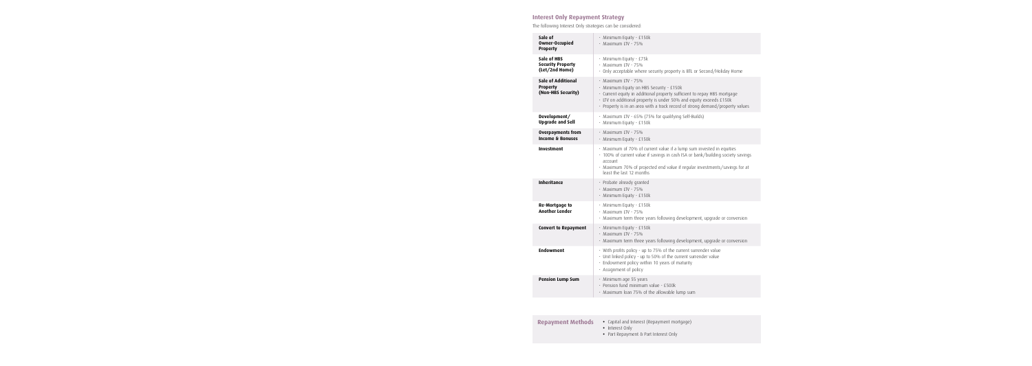## Interest Only Repayment Strategy

The following Interest Only strategies can be considered:

| Strategy | Criteria |
|---|---|
| **Sale of Owner-Occupied Property** | - Minimum Equity - £150k<br>- Maximum LTV - 75% |
| **Sale of HBS Security Property (Let/2nd Home)** | - Minimum Equity - £75k<br>- Maximum LTV - 75%<br>- Only acceptable where security property is BTL or Second/Holiday Home |
| **Sale of Additional Property (Non-HBS Security)** | - Maximum LTV - 75%<br>- Minimum Equity on HBS Security - £150k<br>- Current equity in additional property sufficient to repay HBS mortgage<br>- LTV on additional property is under 50% and equity exceeds £150k<br>- Property is in an area with a track record of strong demand/property values |
| **Development/ Upgrade and Sell** | - Maximum LTV - 65% (75% for qualifying Self-Builds)<br>- Minimum Equity - £150k |
| **Overpayments from Income & Bonuses** | - Maximum LTV - 75%<br>- Minimum Equity - £150k |
| **Investment** | - Maximum of 70% of current value if a lump sum invested in equities<br>- 100% of current value if savings in cash ISA or bank/building society savings account<br>- Maximum 70% of projected end value if regular investments/savings for at least the last 12 months |
| **Inheritance** | - Probate already granted<br>- Maximum LTV - 75%<br>- Minimum Equity - £150k |
| **Re-Mortgage to Another Lender** | - Minimum Equity - £150k<br>- Maximum LTV - 75%<br>- Maximum term three years following development, upgrade or conversion |
| **Convert to Repayment** | - Minimum Equity - £150k<br>- Maximum LTV - 75%<br>- Maximum term three years following development, upgrade or conversion |
| **Endowment** | - With profits policy - up to 75% of the current surrender value<br>- Unit linked policy - up to 50% of the current surrender value<br>- Endowment policy within 10 years of maturity<br>- Assignment of policy |
| **Pension Lump Sum** | - Minimum age 55 years<br>- Pension fund minimum value - £500k<br>- Maximum loan 75% of the allowable lump sum |

**Repayment Methods**

- Capital and Interest (Repayment mortgage)
- Interest Only
- Part Repayment & Part Interest Only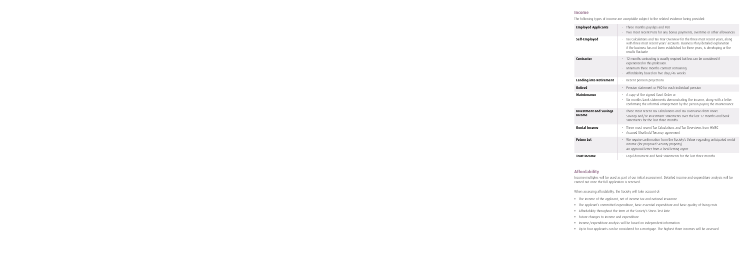## Income

The following types of income are acceptable subject to the related evidence being provided:

| | |
|---|---|
| **Employed Applicants** | · Three months payslips and P60<br>· Two most recent P60s for any bonus payments, overtime or other allowances |
| **Self-Employed** | · Tax Calculations and Tax Year Overview for the three most recent years, along with three most recent years' accounts. Business Plan/detailed explanation if the business has not been established for three years, is developing or the results fluctuate |
| **Contractor** | · 12 months contracting is usually required but less can be considered if experienced in this profession.<br>· Minimum three months contract remaining<br>· Affordability based on five days/46 weeks |
| **Lending into Retirement** | · Recent pension projections |
| **Retired** | · Pension statement or P60 for each individual pension |
| **Maintenance** | · A copy of the signed Court Order or<br>· Six months bank statements demonstrating the income, along with a letter confirming the informal arrangement by the person paying the maintenance |
| **Investment and Savings Income** | · Three most recent Tax Calculations and Tax Overviews from HMRC<br>· Savings and/or investment statements over the last 12 months and bank statements for the last three months |
| **Rental Income** | · Three most recent Tax Calculations and Tax Overviews from HMRC<br>· Assured Shorthold Tenancy agreement |
| **Future Let** | · We require confirmation from the Society's Valuer regarding anticipated rental income (for proposed Security property)<br>· An appraisal letter from a local letting agent |
| **Trust Income** | · Legal document and bank statements for the last three months |

## Affordability

Income multiples will be used as part of our initial assessment. Detailed income and expenditure analysis will be carried out once the full application is received.

When assessing affordability, the Society will take account of:

- The income of the applicant, net of income tax and national insurance
- The applicant's committed expenditure, basic essential expenditure and basic quality-of-living costs
- Affordability throughout the term at the Society's Stress Test Rate
- Future changes to income and expenditure
- Income/expenditure analysis will be based on independent information
- Up to four applicants can be considered for a mortgage. The highest three incomes will be assessed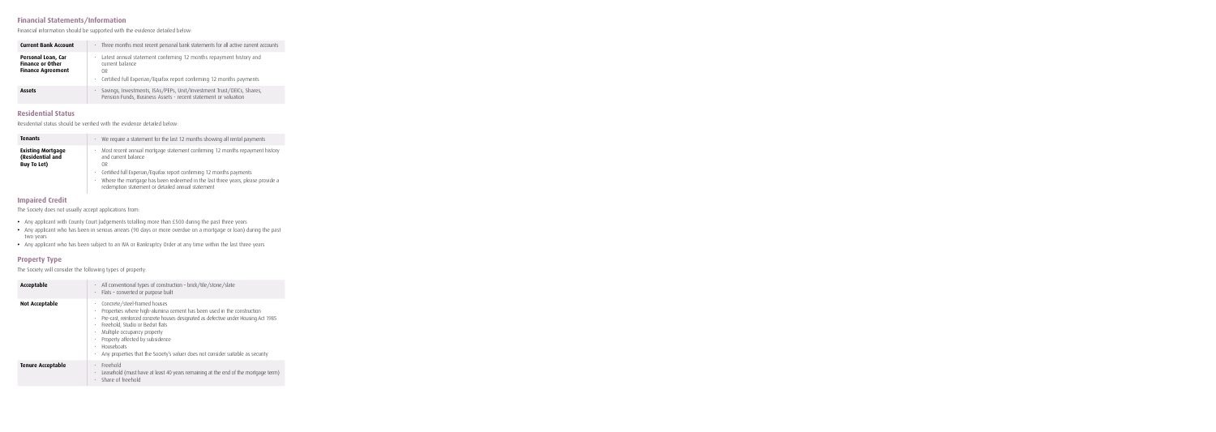## Financial Statements/Information

Financial information should be supported with the evidence detailed below:

| | |
|---|---|
| **Current Bank Account** | · Three months most recent personal bank statements for all active current accounts |
| **Personal Loan, Car Finance or Other Finance Agreement** | · Latest annual statement confirming 12 months repayment history and current balance<br>OR<br>· Certified full Experian/Equifax report confirming 12 months payments |
| **Assets** | · Savings, Investments, ISAs/PEPs, Unit/Investment Trust/OEICs, Shares, Pension Funds, Business Assets - recent statement or valuation |

## Residential Status

Residential status should be verified with the evidence detailed below:

| | |
|---|---|
| **Tenants** | · We require a statement for the last 12 months showing all rental payments |
| **Existing Mortgage (Residential and Buy To Let)** | · Most recent annual mortgage statement confirming 12 months repayment history and current balance<br>OR<br>· Certified full Experian/Equifax report confirming 12 months payments<br>· Where the mortgage has been redeemed in the last three years, please provide a redemption statement or detailed annual statement |

## Impaired Credit

The Society does not usually accept applications from:

- Any applicant with County Court Judgements totalling more than £500 during the past three years
- Any applicant who has been in serious arrears (90 days or more overdue on a mortgage or loan) during the past two years
- Any applicant who has been subject to an IVA or Bankruptcy Order at any time within the last three years

## Property Type

The Society will consider the following types of property:

| | |
|---|---|
| **Acceptable** | · All conventional types of construction – brick/tile/stone/slate<br>· Flats – converted or purpose built |
| **Not Acceptable** | · Concrete/steel-framed houses<br>· Properties where high-alumina cement has been used in the construction<br>· Pre-cast, reinforced concrete houses designated as defective under Housing Act 1985<br>· Freehold, Studio or Bedsit flats<br>· Multiple occupancy property<br>· Property affected by subsidence<br>· Houseboats<br>· Any properties that the Society's valuer does not consider suitable as security |
| **Tenure Acceptable** | · Freehold<br>· Leasehold (must have at least 40 years remaining at the end of the mortgage term)<br>· Share of freehold |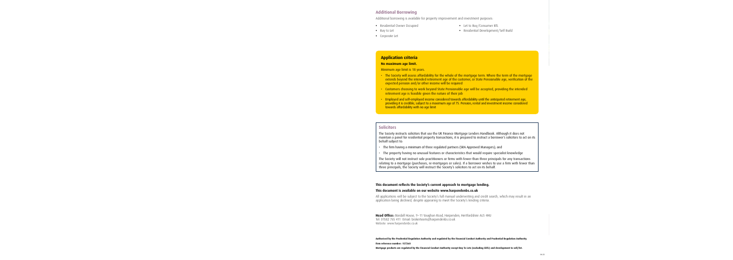## Additional Borrowing

Additional borrowing is available for property improvement and investment purposes:

- Residential Owner Occupied
- Buy to Let
- Corporate Let
- Let to Buy/Consumer BTL
- Residential Development/Self Build

## Application criteria

**No maximum age limit.**

Minimum age limit is 18 years.

- The Society will assess affordability for the whole of the mortgage term. Where the term of the mortgage extends beyond the intended retirement age of the customer, or State Pensionable age, verification of the expected pension and/or other income will be required
- Customers choosing to work beyond State Pensionable age will be accepted, providing the intended retirement age is feasible given the nature of their job
- Employed and self-employed income considered towards affordability until the anticipated retirement age, providing it is credible, subject to a maximum age of 75. Pension, rental and investment income considered towards affordability with no age limit

## Solicitors

The Society instructs solicitors that use the UK Finance Mortgage Lenders Handbook. Although it does not maintain a panel for residential property transactions, it is prepared to instruct a borrower's solicitors to act on its behalf subject to:

- The firm having a minimum of three regulated partners (SRA Approved Managers); and
- The property having no unusual features or characteristics that would require specialist knowledge

The Society will not instruct sole practitioners or firms with fewer than three principals for any transactions relating to a mortgage (purchases, re-mortgages or sales). If a borrower wishes to use a firm with fewer than three principals, the Society will instruct the Society's solicitors to act on its behalf.

**This document reflects the Society's current approach to mortgage lending.**

**This document is available on our website www.harpendenbs.co.uk**

All applications will be subject to the Society's full manual underwriting and credit search, which may result in an application being declined, despite appearing to meet the Society's lending criteria.

**Head Office:** Mardall House, 9–11 Vaughan Road, Harpenden, Hertfordshire AL5 4HU
Tel: 01582 765 411 Email: brokerteam@harpendenbs.co.uk
Website: www.harpendenbs.co.uk

**Authorised by the Prudential Regulation Authority and regulated by the Financial Conduct Authority and Prudential Regulation Authority.**

**Firm reference number: 157260**

**Mortgage products are regulated by the Financial Conduct Authority except Buy To Lets (excluding CBTL) and development to sell/let.**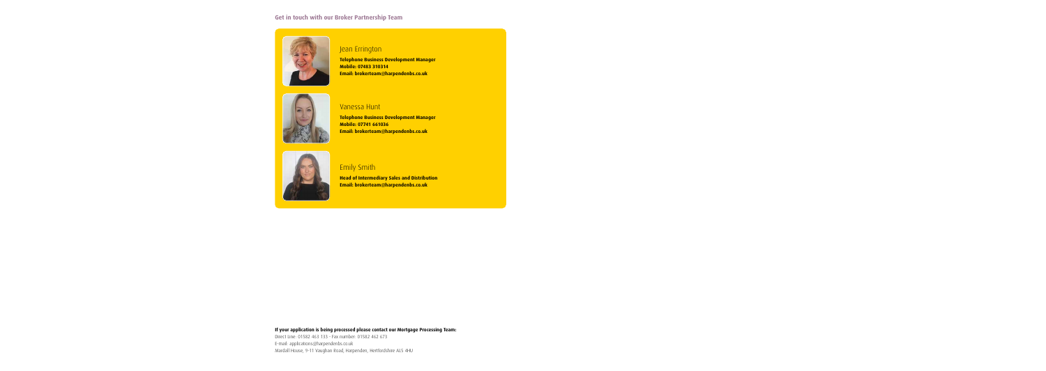**Get in touch with our Broker Partnership Team**

Jean Errington

**Telephone Business Development Manager**
**Mobile: 07483 310314**
**Email: brokerteam@harpendenbs.co.uk**

Vanessa Hunt

**Telephone Business Development Manager**
**Mobile: 07741 661036**
**Email: brokerteam@harpendenbs.co.uk**

Emily Smith

**Head of Intermediary Sales and Distribution**
**Email: brokerteam@harpendenbs.co.uk**

**If your application is being processed please contact our Mortgage Processing Team:**

Direct Line: 01582 463 133 - Fax number: 01582 462 673
E-mail: applications@harpendenbs.co.uk
Mardall House, 9-11 Vaughan Road, Harpenden, Hertfordshire AL5 4HU